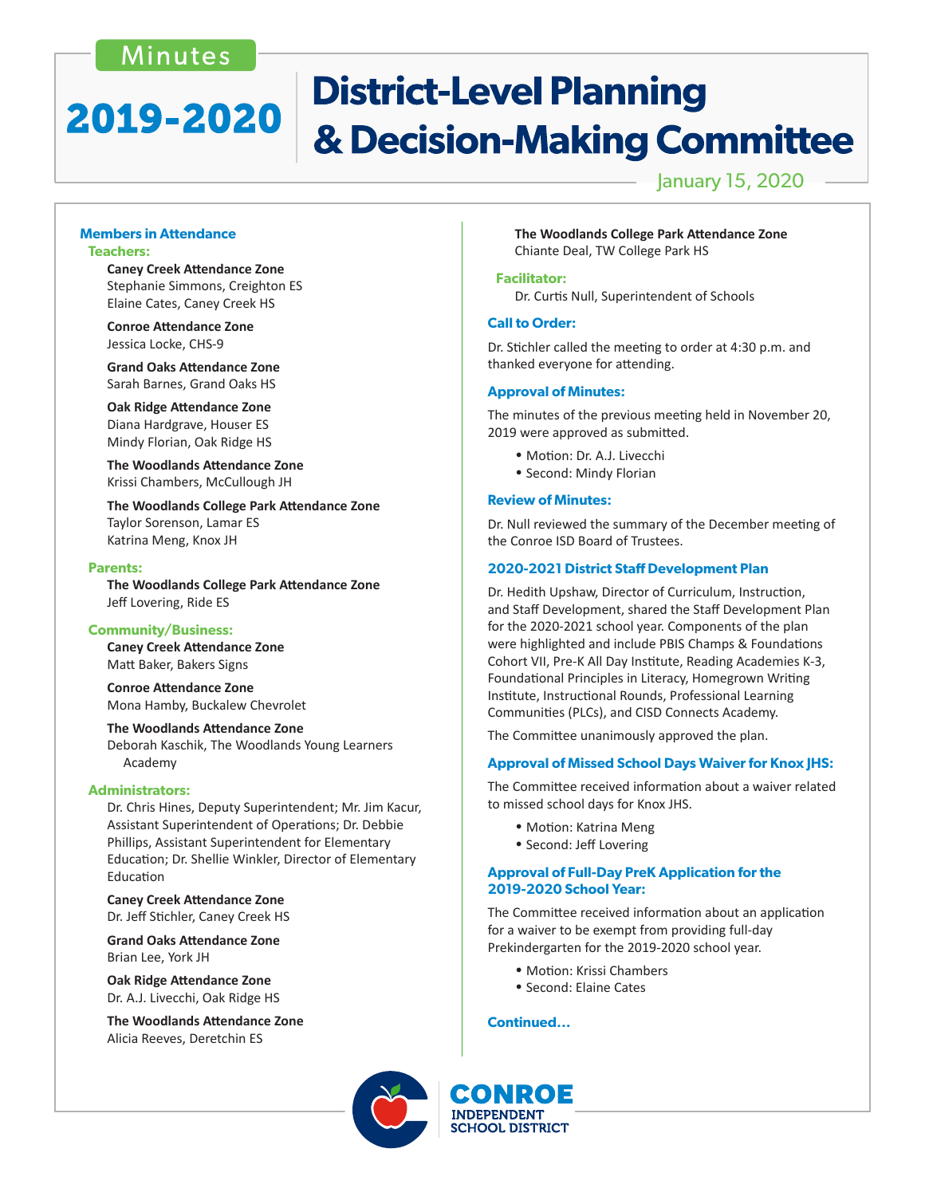Minutes

# 2019-2020 District-Level Planning & Decision-Making Committee

January 15, 2020

## Members in Attendance

### Teachers:

**Caney Creek Attendance Zone**
Stephanie Simmons, Creighton ES
Elaine Cates, Caney Creek HS

**Conroe Attendance Zone**
Jessica Locke, CHS-9

**Grand Oaks Attendance Zone**
Sarah Barnes, Grand Oaks HS

**Oak Ridge Attendance Zone**
Diana Hardgrave, Houser ES
Mindy Florian, Oak Ridge HS

**The Woodlands Attendance Zone**
Krissi Chambers, McCullough JH

**The Woodlands College Park Attendance Zone**
Taylor Sorenson, Lamar ES
Katrina Meng, Knox JH

### Parents:

**The Woodlands College Park Attendance Zone**
Jeff Lovering, Ride ES

### Community/Business:

**Caney Creek Attendance Zone**
Matt Baker, Bakers Signs

**Conroe Attendance Zone**
Mona Hamby, Buckalew Chevrolet

**The Woodlands Attendance Zone**
Deborah Kaschik, The Woodlands Young Learners Academy

### Administrators:

Dr. Chris Hines, Deputy Superintendent; Mr. Jim Kacur, Assistant Superintendent of Operations; Dr. Debbie Phillips, Assistant Superintendent for Elementary Education; Dr. Shellie Winkler, Director of Elementary Education

**Caney Creek Attendance Zone**
Dr. Jeff Stichler, Caney Creek HS

**Grand Oaks Attendance Zone**
Brian Lee, York JH

**Oak Ridge Attendance Zone**
Dr. A.J. Livecchi, Oak Ridge HS

**The Woodlands Attendance Zone**
Alicia Reeves, Deretchin ES

**The Woodlands College Park Attendance Zone**
Chiante Deal, TW College Park HS

### Facilitator:

Dr. Curtis Null, Superintendent of Schools

## Call to Order:

Dr. Stichler called the meeting to order at 4:30 p.m. and thanked everyone for attending.

## Approval of Minutes:

The minutes of the previous meeting held in November 20, 2019 were approved as submitted.

- Motion: Dr. A.J. Livecchi
- Second: Mindy Florian

## Review of Minutes:

Dr. Null reviewed the summary of the December meeting of the Conroe ISD Board of Trustees.

## 2020-2021 District Staff Development Plan

Dr. Hedith Upshaw, Director of Curriculum, Instruction, and Staff Development, shared the Staff Development Plan for the 2020-2021 school year. Components of the plan were highlighted and include PBIS Champs & Foundations Cohort VII, Pre-K All Day Institute, Reading Academies K-3, Foundational Principles in Literacy, Homegrown Writing Institute, Instructional Rounds, Professional Learning Communities (PLCs), and CISD Connects Academy.

The Committee unanimously approved the plan.

## Approval of Missed School Days Waiver for Knox JHS:

The Committee received information about a waiver related to missed school days for Knox JHS.

- Motion: Katrina Meng
- Second: Jeff Lovering

## Approval of Full-Day PreK Application for the 2019-2020 School Year:

The Committee received information about an application for a waiver to be exempt from providing full-day Prekindergarten for the 2019-2020 school year.

- Motion: Krissi Chambers
- Second: Elaine Cates

**Continued...**

CONROE INDEPENDENT SCHOOL DISTRICT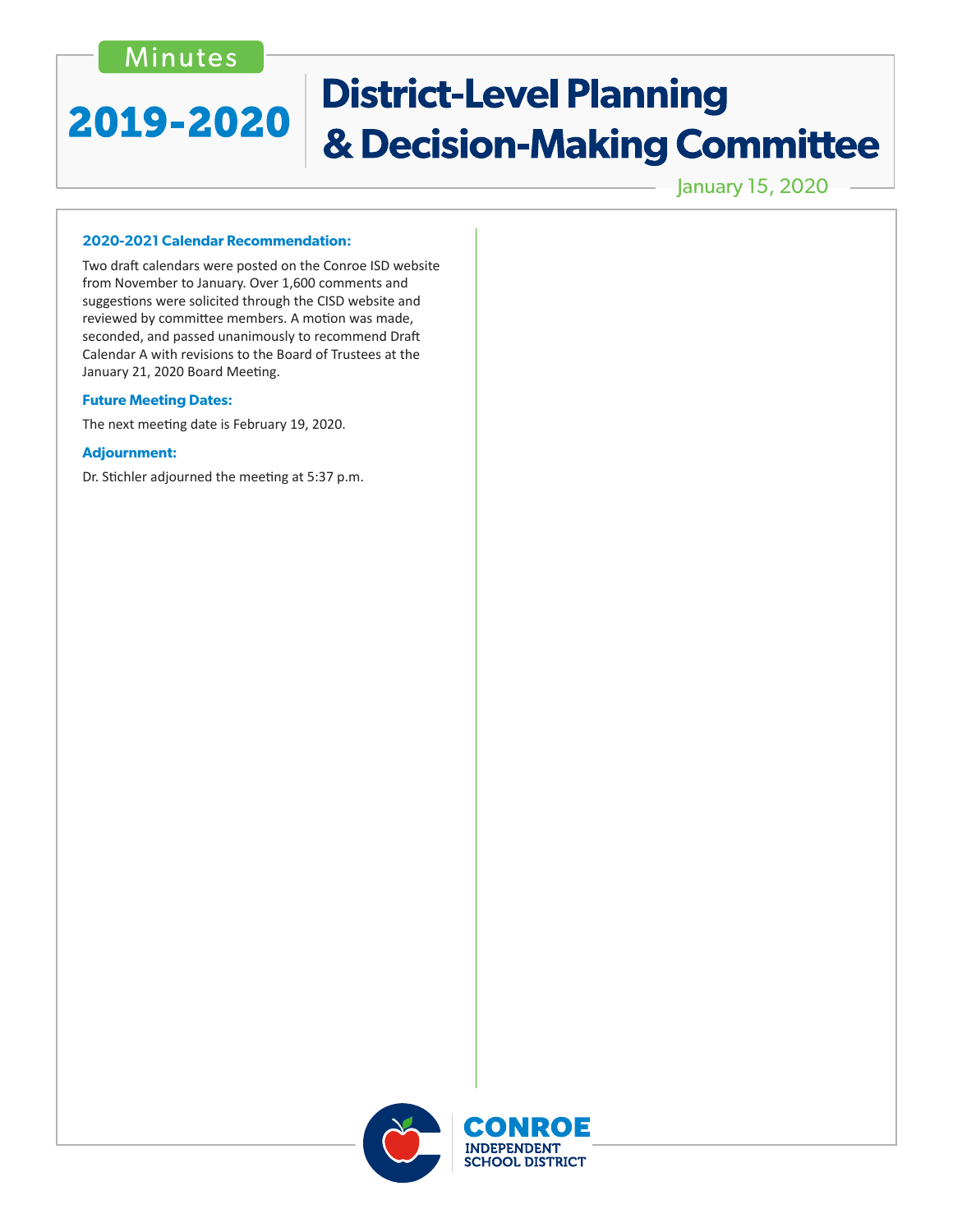### 2020-2021 Calendar Recommendation:

Two draft calendars were posted on the Conroe ISD website from November to January. Over 1,600 comments and suggestions were solicited through the CISD website and reviewed by committee members. A motion was made, seconded, and passed unanimously to recommend Draft Calendar A with revisions to the Board of Trustees at the January 21, 2020 Board Meeting.

### Future Meeting Dates:

The next meeting date is February 19, 2020.

### Adjournment:

Dr. Stichler adjourned the meeting at 5:37 p.m.